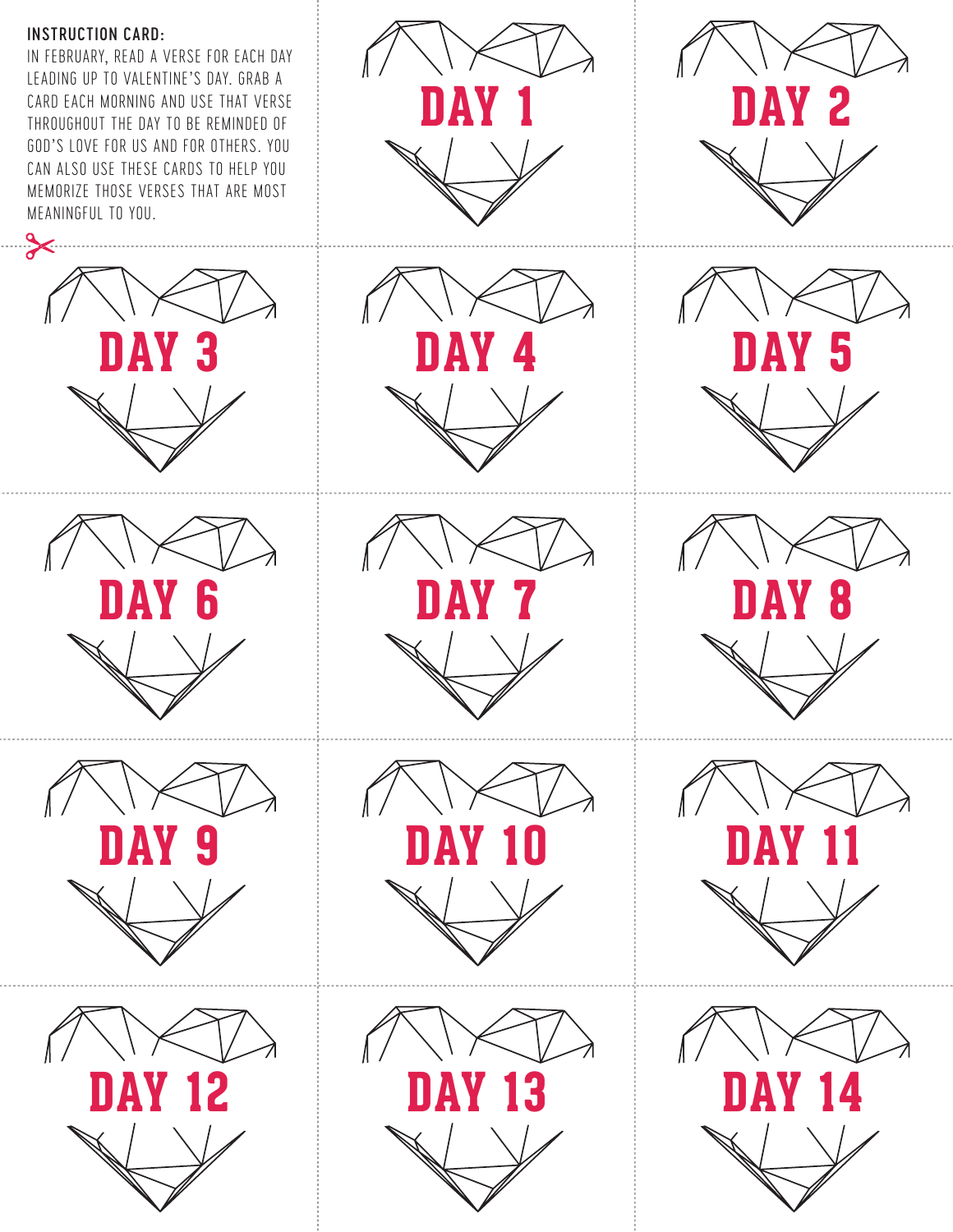**INSTRUCTION CARD:**

IN FEBRUARY, READ A VERSE FOR EACH DAY LEADING UP TO VALENTINE'S DAY. GRAB A CARD EACH MORNING AND USE THAT VERSE THROUGHOUT THE DAY TO BE REMINDED OF GOD'S LOVE FOR US AND FOR OTHERS. YOU CAN ALSO USE THESE CARDS TO HELP YOU MEMORIZE THOSE VERSES THAT ARE MOST MEANINGFUL TO YOU.

DAY 1

DAY 2

DAY 3

DAY 4

DAY 5

DAY 6

DAY 7

DAY 8

DAY 9

DAY 10

DAY 11

DAY 12

DAY 13

DAY 14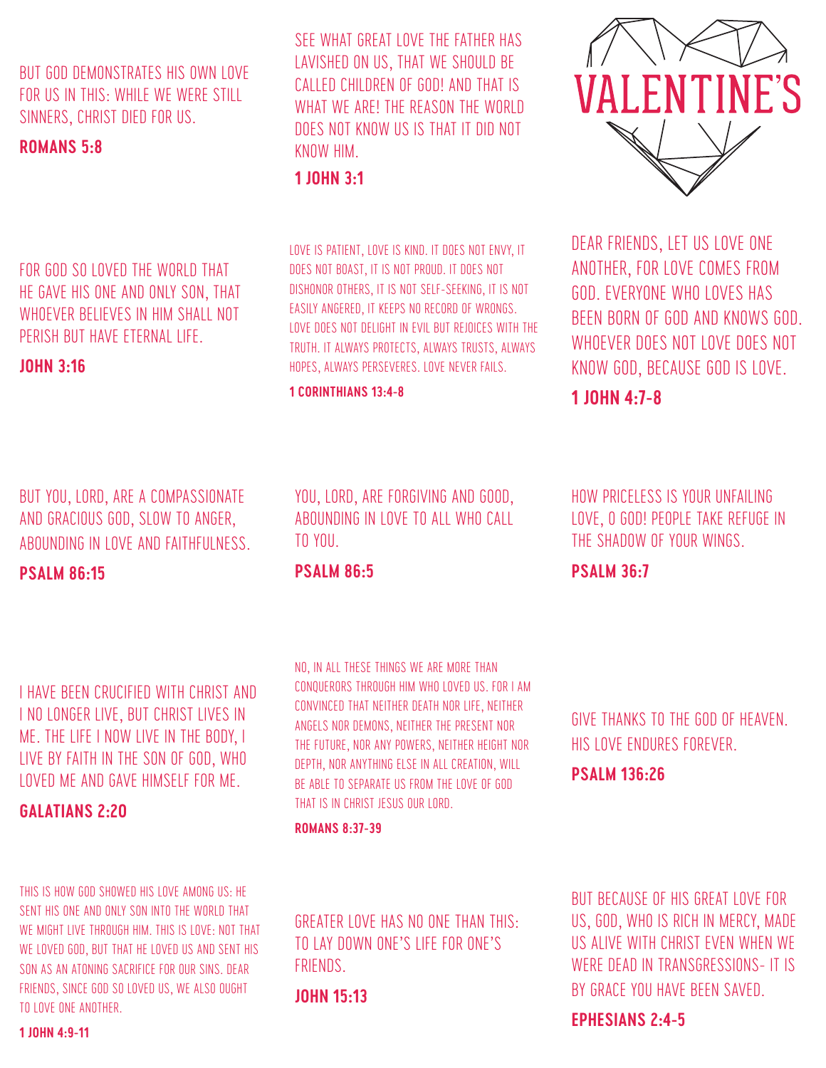BUT GOD DEMONSTRATES HIS OWN LOVE FOR US IN THIS: WHILE WE WERE STILL SINNERS, CHRIST DIED FOR US.

**ROMANS 5:8**

SEE WHAT GREAT LOVE THE FATHER HAS LAVISHED ON US, THAT WE SHOULD BE CALLED CHILDREN OF GOD! AND THAT IS WHAT WE ARE! THE REASON THE WORLD DOES NOT KNOW US IS THAT IT DID NOT KNOW HIM.

**1 JOHN 3:1**

VALENTINE'S

FOR GOD SO LOVED THE WORLD THAT HE GAVE HIS ONE AND ONLY SON, THAT WHOEVER BELIEVES IN HIM SHALL NOT PERISH BUT HAVE ETERNAL LIFE.

**JOHN 3:16**

LOVE IS PATIENT, LOVE IS KIND. IT DOES NOT ENVY, IT DOES NOT BOAST, IT IS NOT PROUD. IT DOES NOT DISHONOR OTHERS, IT IS NOT SELF-SEEKING, IT IS NOT EASILY ANGERED, IT KEEPS NO RECORD OF WRONGS. LOVE DOES NOT DELIGHT IN EVIL BUT REJOICES WITH THE TRUTH. IT ALWAYS PROTECTS, ALWAYS TRUSTS, ALWAYS HOPES, ALWAYS PERSEVERES. LOVE NEVER FAILS.

**1 CORINTHIANS 13:4-8**

DEAR FRIENDS, LET US LOVE ONE ANOTHER, FOR LOVE COMES FROM GOD. EVERYONE WHO LOVES HAS BEEN BORN OF GOD AND KNOWS GOD. WHOEVER DOES NOT LOVE DOES NOT KNOW GOD, BECAUSE GOD IS LOVE.

**1 JOHN 4:7-8**

BUT YOU, LORD, ARE A COMPASSIONATE AND GRACIOUS GOD, SLOW TO ANGER, ABOUNDING IN LOVE AND FAITHFULNESS.

**PSALM 86:15**

YOU, LORD, ARE FORGIVING AND GOOD, ABOUNDING IN LOVE TO ALL WHO CALL TO YOU.

**PSALM 86:5**

HOW PRICELESS IS YOUR UNFAILING LOVE, O GOD! PEOPLE TAKE REFUGE IN THE SHADOW OF YOUR WINGS.

**PSALM 36:7**

I HAVE BEEN CRUCIFIED WITH CHRIST AND I NO LONGER LIVE, BUT CHRIST LIVES IN ME. THE LIFE I NOW LIVE IN THE BODY, I LIVE BY FAITH IN THE SON OF GOD, WHO LOVED ME AND GAVE HIMSELF FOR ME.

**GALATIANS 2:20**

NO, IN ALL THESE THINGS WE ARE MORE THAN CONQUERORS THROUGH HIM WHO LOVED US. FOR I AM CONVINCED THAT NEITHER DEATH NOR LIFE, NEITHER ANGELS NOR DEMONS, NEITHER THE PRESENT NOR THE FUTURE, NOR ANY POWERS, NEITHER HEIGHT NOR DEPTH, NOR ANYTHING ELSE IN ALL CREATION, WILL BE ABLE TO SEPARATE US FROM THE LOVE OF GOD THAT IS IN CHRIST JESUS OUR LORD.

**ROMANS 8:37-39**

GIVE THANKS TO THE GOD OF HEAVEN. HIS LOVE ENDURES FOREVER.

**PSALM 136:26**

THIS IS HOW GOD SHOWED HIS LOVE AMONG US: HE SENT HIS ONE AND ONLY SON INTO THE WORLD THAT WE MIGHT LIVE THROUGH HIM. THIS IS LOVE: NOT THAT WE LOVED GOD, BUT THAT HE LOVED US AND SENT HIS SON AS AN ATONING SACRIFICE FOR OUR SINS. DEAR FRIENDS, SINCE GOD SO LOVED US, WE ALSO OUGHT TO LOVE ONE ANOTHER.

**1 JOHN 4:9-11**

GREATER LOVE HAS NO ONE THAN THIS: TO LAY DOWN ONE'S LIFE FOR ONE'S FRIENDS.

**JOHN 15:13**

BUT BECAUSE OF HIS GREAT LOVE FOR US, GOD, WHO IS RICH IN MERCY, MADE US ALIVE WITH CHRIST EVEN WHEN WE WERE DEAD IN TRANSGRESSIONS- IT IS BY GRACE YOU HAVE BEEN SAVED.

**EPHESIANS 2:4-5**